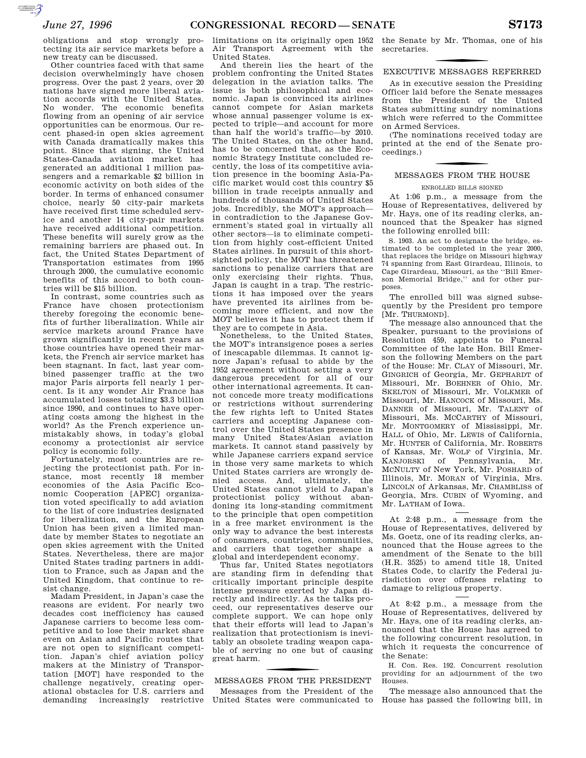obligations and stop wrongly protecting its air service markets before a new treaty can be discussed.

Other countries faced with that same decision overwhelmingly have chosen progress. Over the past 2 years, over 20 nations have signed more liberal aviation accords with the United States. No wonder. The economic benefits flowing from an opening of air service opportunities can be enormous. Our recent phased-in open skies agreement with Canada dramatically makes this point. Since that signing, the United States-Canada aviation market has generated an additional 1 million passengers and a remarkable $2 billion in economic activity on both sides of the border. In terms of enhanced consumer choice, nearly 50 city-pair markets have received first time scheduled service and another 14 city-pair markets have received additional competition. These benefits will surely grow as the remaining barriers are phased out. In fact, the United States Department of Transportation estimates from 1995 through 2000, the cumulative economic benefits of this accord to both countries will be $15 billion.

In contrast, some countries such as France have chosen protectionism thereby foregoing the economic benefits of further liberalization. While air service markets around France have grown significantly in recent years as those countries have opened their markets, the French air service market has been stagnant. In fact, last year combined passenger traffic at the two major Paris airports fell nearly 1 percent. Is it any wonder Air France has accumulated losses totaling $3.3 billion since 1990, and continues to have operating costs among the highest in the world? As the French experience unmistakably shows, in today's global economy a protectionist air service policy is economic folly.

Fortunately, most countries are rejecting the protectionist path. For instance, most recently 18 member economies of the Asia Pacific Economic Cooperation [APEC] organization voted specifically to add aviation to the list of core industries designated for liberalization, and the European Union has been given a limited mandate by member States to negotiate an open skies agreement with the United States. Nevertheless, there are major United States trading partners in addition to France, such as Japan and the United Kingdom, that continue to resist change.

Madam President, in Japan's case the reasons are evident. For nearly two decades cost inefficiency has caused Japanese carriers to become less competitive and to lose their market share even on Asian and Pacific routes that are not open to significant competition. Japan's chief aviation policy makers at the Ministry of Transportation [MOT] have responded to the challenge negatively, creating operational obstacles for U.S. carriers and demanding increasingly restrictive limitations on its originally open 1952 Air Transport Agreement with the United States.

And therein lies the heart of the problem confronting the United States delegation in the aviation talks. The issue is both philosophical and economic. Japan is convinced its airlines cannot compete for Asian markets whose annual passenger volume is expected to triple—and account for more than half the world's traffic—by 2010. The United States, on the other hand, has to be concerned that, as the Economic Strategy Institute concluded recently, the loss of its competitive aviation presence in the booming Asia-Pacific market would cost this country $5 billion in trade receipts annually and hundreds of thousands of United States jobs. Incredibly, the MOT's approach—in contradiction to the Japanese Government's stated goal in virtually all other sectors—is to eliminate competition from highly cost-efficient United States airlines. In pursuit of this shortsighted policy, the MOT has threatened sanctions to penalize carriers that are only exercising their rights. Thus, Japan is caught in a trap. The restrictions it has imposed over the years have prevented its airlines from becoming more efficient, and now the MOT believes it has to protect them if they are to compete in Asia.

Nonetheless, to the United States, the MOT's intransigence poses a series of inescapable dilemmas. It cannot ignore Japan's refusal to abide by the 1952 agreement without setting a very dangerous precedent for all of our other international agreements. It cannot concede more treaty modifications or restrictions without surrendering the few rights left to United States carriers and accepting Japanese control over the United States presence in many United States/Asian aviation markets. It cannot stand passively by while Japanese carriers expand service in those very same markets to which United States carriers are wrongly denied access. And, ultimately, the United States cannot yield to Japan's protectionist policy without abandoning its long-standing commitment to the principle that open competition in a free market environment is the only way to advance the best interests of consumers, countries, communities, and carriers that together shape a global and interdependent economy.

Thus far, United States negotiators are standing firm in defending that critically important principle despite intense pressure exerted by Japan directly and indirectly. As the talks proceed, our representatives deserve our complete support. We can hope only that their efforts will lead to Japan's realization that protectionism is inevitably an obsolete trading weapon capable of serving no one but of causing great harm.

## MESSAGES FROM THE PRESIDENT

Messages from the President of the United States were communicated to the Senate by Mr. Thomas, one of his secretaries.

## EXECUTIVE MESSAGES REFERRED

As in executive session the Presiding Officer laid before the Senate messages from the President of the United States submitting sundry nominations which were referred to the Committee on Armed Services.

(The nominations received today are printed at the end of the Senate proceedings.)

## MESSAGES FROM THE HOUSE

### ENROLLED BILLS SIGNED

At 1:06 p.m., a message from the House of Representatives, delivered by Mr. Hays, one of its reading clerks, announced that the Speaker has signed the following enrolled bill:

S. 1903. An act to designate the bridge, estimated to be completed in the year 2000, that replaces the bridge on Missouri highway 74 spanning from East Girardeau, Illinois, to Cape Girardeau, Missouri, as the ''Bill Emerson Memorial Bridge,'' and for other purposes.

The enrolled bill was signed subsequently by the President pro tempore [Mr. THURMOND].

The message also announced that the Speaker, pursuant to the provisions of Resolution 459, appoints to Funeral Committee of the late Hon. Bill Emerson the following Members on the part of the House: Mr. CLAY of Missouri, Mr. GINGRICH of Georgia, Mr. GEPHARDT of Missouri, Mr. BOEHNER of Ohio, Mr. SKELTON of Missouri, Mr. VOLKMER of Missouri, Mr. HANCOCK of Missouri, Ms. DANNER of Missouri, Mr. TALENT of Missouri, Ms. MCCARTHY of Missouri, Mr. MONTGOMERY of Mississippi, Mr. HALL of Ohio, Mr. LEWIS of California, Mr. HUNTER of California, Mr. ROBERTS of Kansas, Mr. WOLF of Virginia, Mr. KANJORSKI of Pennsylvania, Mr. MCNULTY of New York, Mr. POSHARD of Illinois, Mr. MORAN of Virginia, Mrs. LINCOLN of Arkansas, Mr. CHAMBLISS of Georgia, Mrs. CUBIN of Wyoming, and Mr. LATHAM of Iowa.

At 2:48 p.m., a message from the House of Representatives, delivered by Ms. Goetz, one of its reading clerks, announced that the House agrees to the amendment of the Senate to the bill (H.R. 3525) to amend title 18, United States Code, to clarify the Federal jurisdiction over offenses relating to damage to religious property.

At 8:42 p.m., a message from the House of Representatives, delivered by Mr. Hays, one of its reading clerks, announced that the House has agreed to the following concurrent resolution, in which it requests the concurrence of the Senate:

H. Con. Res. 192. Concurrent resolution providing for an adjournment of the two Houses.

The message also announced that the House has passed the following bill, in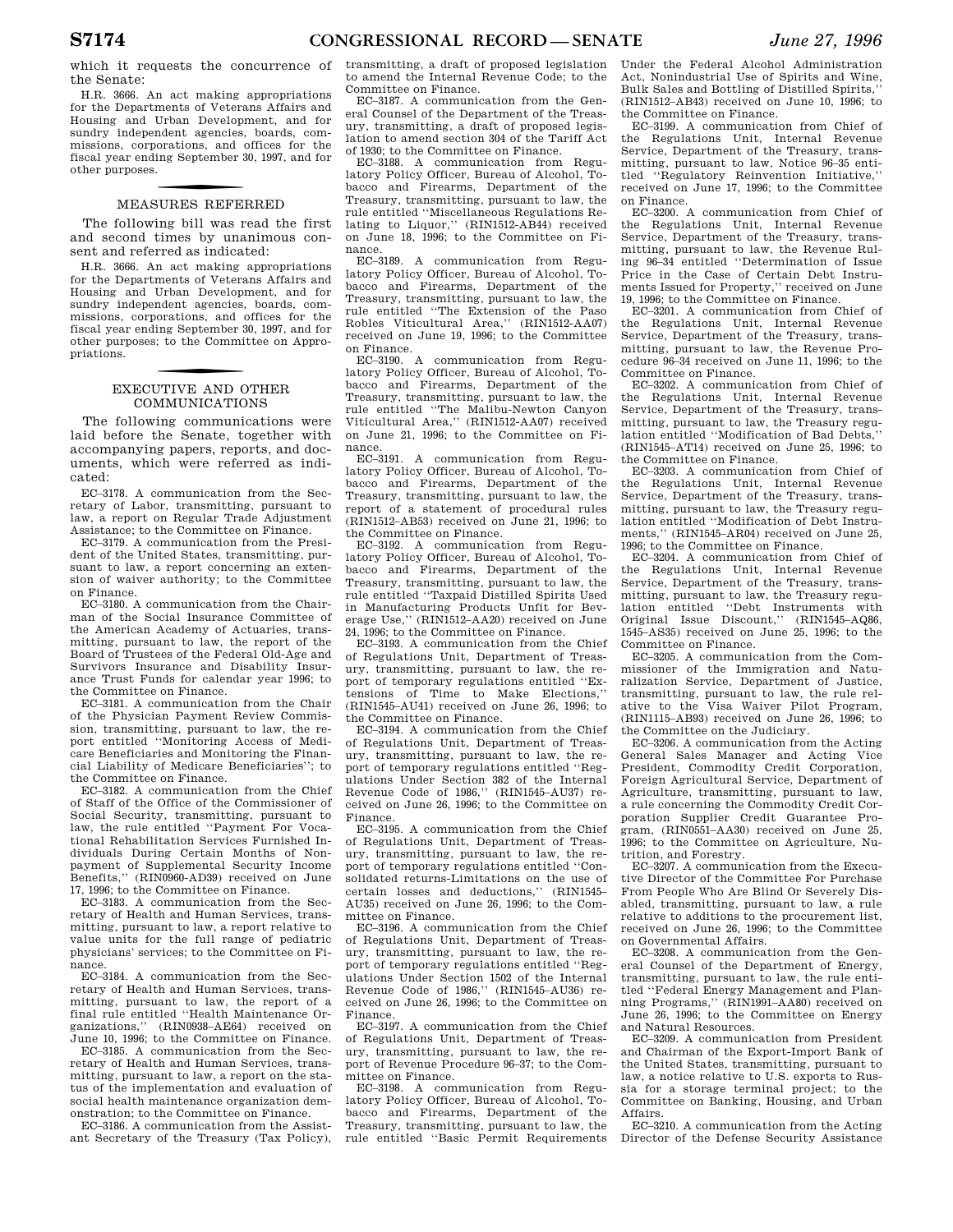which it requests the concurrence of the Senate:

H.R. 3666. An act making appropriations for the Departments of Veterans Affairs and Housing and Urban Development, and for sundry independent agencies, boards, commissions, corporations, and offices for the fiscal year ending September 30, 1997, and for other purposes.

## MEASURES REFERRED

The following bill was read the first and second times by unanimous consent and referred as indicated:

H.R. 3666. An act making appropriations for the Departments of Veterans Affairs and Housing and Urban Development, and for sundry independent agencies, boards, commissions, corporations, and offices for the fiscal year ending September 30, 1997, and for other purposes; to the Committee on Appropriations.

## EXECUTIVE AND OTHER COMMUNICATIONS

The following communications were laid before the Senate, together with accompanying papers, reports, and documents, which were referred as indicated:

EC–3178. A communication from the Secretary of Labor, transmitting, pursuant to law, a report on Regular Trade Adjustment Assistance; to the Committee on Finance.

EC–3179. A communication from the President of the United States, transmitting, pursuant to law, a report concerning an extension of waiver authority; to the Committee on Finance.

EC–3180. A communication from the Chairman of the Social Insurance Committee of the American Academy of Actuaries, transmitting, pursuant to law, the report of the Board of Trustees of the Federal Old-Age and Survivors Insurance and Disability Insurance Trust Funds for calendar year 1996; to the Committee on Finance.

EC–3181. A communication from the Chair of the Physician Payment Review Commission, transmitting, pursuant to law, the report entitled ''Monitoring Access of Medicare Beneficiaries and Monitoring the Financial Liability of Medicare Beneficiaries''; to the Committee on Finance.

EC–3182. A communication from the Chief of Staff of the Office of the Commissioner of Social Security, transmitting, pursuant to law, the rule entitled ''Payment For Vocational Rehabilitation Services Furnished Individuals During Certain Months of Nonpayment of Supplemental Security Income Benefits,'' (RIN0960–AD39) received on June 17, 1996; to the Committee on Finance.

EC–3183. A communication from the Secretary of Health and Human Services, transmitting, pursuant to law, a report relative to value units for the full range of pediatric physicians' services; to the Committee on Finance.

EC–3184. A communication from the Secretary of Health and Human Services, transmitting, pursuant to law, the report of a final rule entitled ''Health Maintenance Organizations,'' (RIN0938–AE64) received on June 10, 1996; to the Committee on Finance.

EC–3185. A communication from the Secretary of Health and Human Services, transmitting, pursuant to law, a report on the status of the implementation and evaluation of social health maintenance organization demonstration; to the Committee on Finance.

EC–3186. A communication from the Assistant Secretary of the Treasury (Tax Policy), transmitting, a draft of proposed legislation to amend the Internal Revenue Code; to the Committee on Finance.

EC–3187. A communication from the General Counsel of the Department of the Treasury, transmitting, a draft of proposed legislation to amend section 304 of the Tariff Act of 1930; to the Committee on Finance.

EC–3188. A communication from Regulatory Policy Officer, Bureau of Alcohol, Tobacco and Firearms, Department of the Treasury, transmitting, pursuant to law, the rule entitled ''Miscellaneous Regulations Relating to Liquor,'' (RIN1512-AB44) received on June 18, 1996; to the Committee on Finance.

EC–3189. A communication from Regulatory Policy Officer, Bureau of Alcohol, Tobacco and Firearms, Department of the Treasury, transmitting, pursuant to law, the rule entitled ''The Extension of the Paso Robles Viticultural Area,'' (RIN1512–AA07) received on June 19, 1996; to the Committee on Finance.

EC–3190. A communication from Regulatory Policy Officer, Bureau of Alcohol, Tobacco and Firearms, Department of the Treasury, transmitting, pursuant to law, the rule entitled ''The Malibu-Newton Canyon Viticultural Area,'' (RIN1512–AA07) received on June 21, 1996; to the Committee on Finance.

EC–3191. A communication from Regulatory Policy Officer, Bureau of Alcohol, Tobacco and Firearms, Department of the Treasury, transmitting, pursuant to law, the report of a statement of procedural rules (RIN1512–AB53) received on June 21, 1996; to the Committee on Finance.

EC–3192. A communication from Regulatory Policy Officer, Bureau of Alcohol, Tobacco and Firearms, Department of the Treasury, transmitting, pursuant to law, the rule entitled ''Taxpaid Distilled Spirits Used in Manufacturing Products Unfit for Beverage Use,'' (RIN1512–AA20) received on June 24, 1996; to the Committee on Finance.

EC–3193. A communication from the Chief of Regulations Unit, Department of Treasury, transmitting, pursuant to law, the report of temporary regulations entitled ''Extensions of Time to Make Elections,'' (RIN1545–AU41) received on June 26, 1996; to the Committee on Finance.

EC–3194. A communication from the Chief of Regulations Unit, Department of Treasury, transmitting, pursuant to law, the report of temporary regulations entitled ''Regulations Under Section 382 of the Internal Revenue Code of 1986,'' (RIN1545–AU37) received on June 26, 1996; to the Committee on Finance.

EC–3195. A communication from the Chief of Regulations Unit, Department of Treasury, transmitting, pursuant to law, the report of temporary regulations entitled ''Consolidated returns-Limitations on the use of certain losses and deductions,'' (RIN1545–AU35) received on June 26, 1996; to the Committee on Finance.

EC–3196. A communication from the Chief of Regulations Unit, Department of Treasury, transmitting, pursuant to law, the report of temporary regulations entitled ''Regulations Under Section 1502 of the Internal Revenue Code of 1986,'' (RIN1545–AU36) received on June 26, 1996; to the Committee on Finance.

EC–3197. A communication from the Chief of Regulations Unit, Department of Treasury, transmitting, pursuant to law, the report of Revenue Procedure 96–37; to the Committee on Finance.

EC–3198. A communication from Regulatory Policy Officer, Bureau of Alcohol, Tobacco and Firearms, Department of the Treasury, transmitting, pursuant to law, the rule entitled ''Basic Permit Requirements Under the Federal Alcohol Administration Act, Nonindustrial Use of Spirits and Wine, Bulk Sales and Bottling of Distilled Spirits,'' (RIN1512–AB43) received on June 10, 1996; to the Committee on Finance.

EC–3199. A communication from Chief of the Regulations Unit, Internal Revenue Service, Department of the Treasury, transmitting, pursuant to law, Notice 96–35 entitled ''Regulatory Reinvention Initiative,'' received on June 17, 1996; to the Committee on Finance.

EC–3200. A communication from Chief of the Regulations Unit, Internal Revenue Service, Department of the Treasury, transmitting, pursuant to law, the Revenue Ruling 96–34 entitled ''Determination of Issue Price in the Case of Certain Debt Instruments Issued for Property,'' received on June 19, 1996; to the Committee on Finance.

EC–3201. A communication from Chief of the Regulations Unit, Internal Revenue Service, Department of the Treasury, transmitting, pursuant to law, the Revenue Procedure 96–34 received on June 11, 1996; to the Committee on Finance.

EC–3202. A communication from Chief of the Regulations Unit, Internal Revenue Service, Department of the Treasury, transmitting, pursuant to law, the Treasury regulation entitled ''Modification of Bad Debts,'' (RIN1545–AT14) received on June 25, 1996; to the Committee on Finance.

EC–3203. A communication from Chief of the Regulations Unit, Internal Revenue Service, Department of the Treasury, transmitting, pursuant to law, the Treasury regulation entitled ''Modification of Debt Instruments,'' (RIN1545–AR04) received on June 25, 1996; to the Committee on Finance.

EC–3204. A communication from Chief of the Regulations Unit, Internal Revenue Service, Department of the Treasury, transmitting, pursuant to law, the Treasury regulation entitled ''Debt Instruments with Original Issue Discount,'' (RIN1545–AQ86, 1545–AS35) received on June 25, 1996; to the Committee on Finance.

EC–3205. A communication from the Commissioner of the Immigration and Naturalization Service, Department of Justice, transmitting, pursuant to law, the rule relative to the Visa Waiver Pilot Program, (RIN1115–AB93) received on June 26, 1996; to the Committee on the Judiciary.

EC–3206. A communication from the Acting General Sales Manager and Acting Vice President, Commodity Credit Corporation, Foreign Agricultural Service, Department of Agriculture, transmitting, pursuant to law, a rule concerning the Commodity Credit Corporation Supplier Credit Guarantee Program, (RIN0551–AA30) received on June 25, 1996; to the Committee on Agriculture, Nutrition, and Forestry.

EC–3207. A communication from the Executive Director of the Committee For Purchase From People Who Are Blind Or Severely Disabled, transmitting, pursuant to law, a rule relative to additions to the procurement list, received on June 26, 1996; to the Committee on Governmental Affairs.

EC–3208. A communication from the General Counsel of the Department of Energy, transmitting, pursuant to law, the rule entitled ''Federal Energy Management and Planning Programs,'' (RIN1991–AA80) received on June 26, 1996; to the Committee on Energy and Natural Resources.

EC–3209. A communication from President and Chairman of the Export-Import Bank of the United States, transmitting, pursuant to law, a notice relative to U.S. exports to Russia for a storage terminal project; to the Committee on Banking, Housing, and Urban Affairs.

EC–3210. A communication from the Acting Director of the Defense Security Assistance